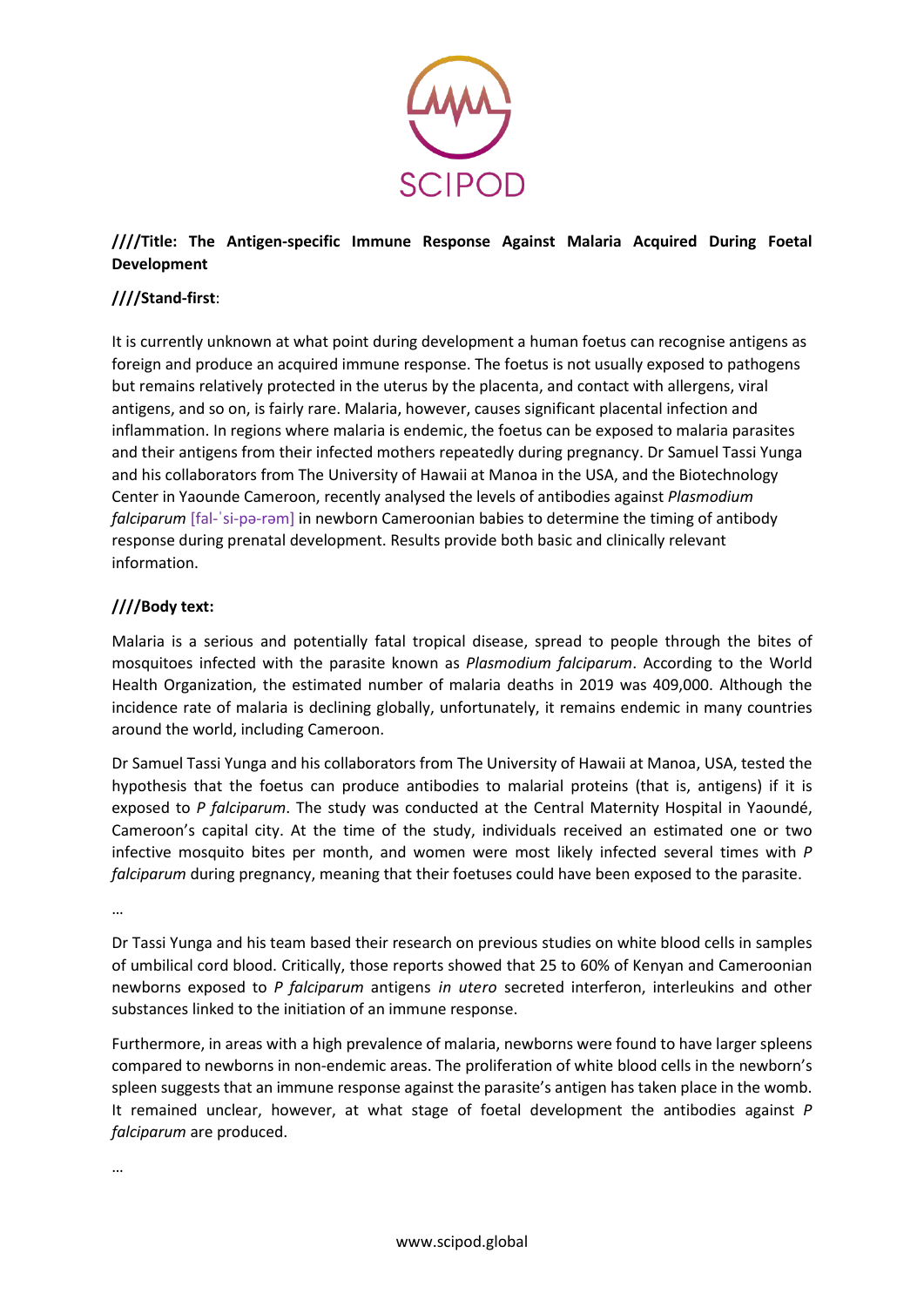**////Title: The Antigen-specific Immune Response Against Malaria Acquired During Foetal Development**

**////Stand-first**:

It is currently unknown at what point during development a human foetus can recognise antigens as foreign and produce an acquired immune response. The foetus is not usually exposed to pathogens but remains relatively protected in the uterus by the placenta, and contact with allergens, viral antigens, and so on, is fairly rare. Malaria, however, causes significant placental infection and inflammation. In regions where malaria is endemic, the foetus can be exposed to malaria parasites and their antigens from their infected mothers repeatedly during pregnancy. Dr Samuel Tassi Yunga and his collaborators from The University of Hawaii at Manoa in the USA, and the Biotechnology Center in Yaounde Cameroon, recently analysed the levels of antibodies against *Plasmodium falciparum* [fal-ˈsi-pə-rəm] in newborn Cameroonian babies to determine the timing of antibody response during prenatal development. Results provide both basic and clinically relevant information.

**////Body text:**

Malaria is a serious and potentially fatal tropical disease, spread to people through the bites of mosquitoes infected with the parasite known as *Plasmodium falciparum*. According to the World Health Organization, the estimated number of malaria deaths in 2019 was 409,000. Although the incidence rate of malaria is declining globally, unfortunately, it remains endemic in many countries around the world, including Cameroon.

Dr Samuel Tassi Yunga and his collaborators from The University of Hawaii at Manoa, USA, tested the hypothesis that the foetus can produce antibodies to malarial proteins (that is, antigens) if it is exposed to *P falciparum*. The study was conducted at the Central Maternity Hospital in Yaoundé, Cameroon's capital city. At the time of the study, individuals received an estimated one or two infective mosquito bites per month, and women were most likely infected several times with *P falciparum* during pregnancy, meaning that their foetuses could have been exposed to the parasite.

…

Dr Tassi Yunga and his team based their research on previous studies on white blood cells in samples of umbilical cord blood. Critically, those reports showed that 25 to 60% of Kenyan and Cameroonian newborns exposed to *P falciparum* antigens *in utero* secreted interferon, interleukins and other substances linked to the initiation of an immune response.

Furthermore, in areas with a high prevalence of malaria, newborns were found to have larger spleens compared to newborns in non-endemic areas. The proliferation of white blood cells in the newborn's spleen suggests that an immune response against the parasite's antigen has taken place in the womb. It remained unclear, however, at what stage of foetal development the antibodies against *P falciparum* are produced.

…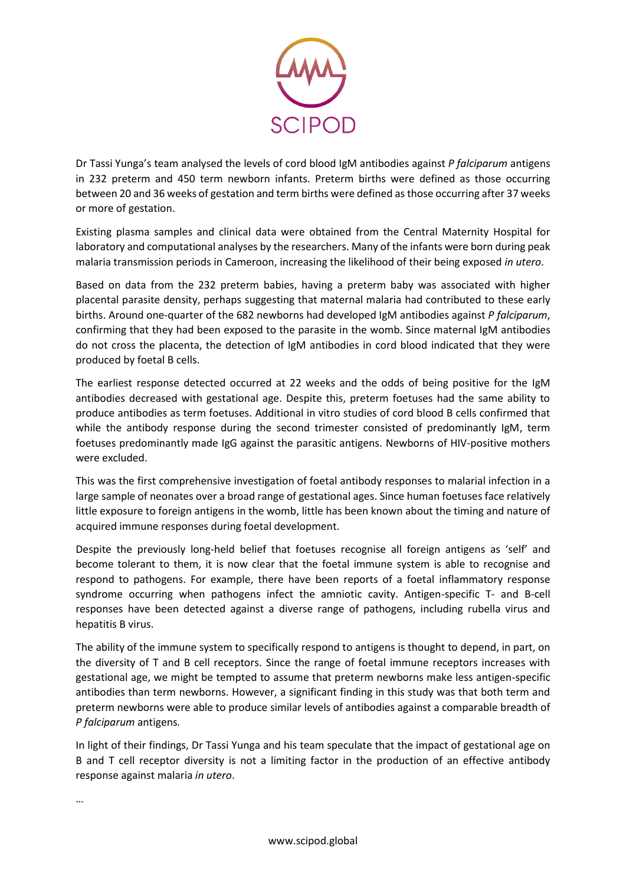Dr Tassi Yunga's team analysed the levels of cord blood IgM antibodies against *P falciparum* antigens in 232 preterm and 450 term newborn infants. Preterm births were defined as those occurring between 20 and 36 weeks of gestation and term births were defined as those occurring after 37 weeks or more of gestation.

Existing plasma samples and clinical data were obtained from the Central Maternity Hospital for laboratory and computational analyses by the researchers. Many of the infants were born during peak malaria transmission periods in Cameroon, increasing the likelihood of their being exposed *in utero*.

Based on data from the 232 preterm babies, having a preterm baby was associated with higher placental parasite density, perhaps suggesting that maternal malaria had contributed to these early births. Around one-quarter of the 682 newborns had developed IgM antibodies against *P falciparum*, confirming that they had been exposed to the parasite in the womb. Since maternal IgM antibodies do not cross the placenta, the detection of IgM antibodies in cord blood indicated that they were produced by foetal B cells.

The earliest response detected occurred at 22 weeks and the odds of being positive for the IgM antibodies decreased with gestational age. Despite this, preterm foetuses had the same ability to produce antibodies as term foetuses. Additional in vitro studies of cord blood B cells confirmed that while the antibody response during the second trimester consisted of predominantly IgM, term foetuses predominantly made IgG against the parasitic antigens. Newborns of HIV-positive mothers were excluded.

This was the first comprehensive investigation of foetal antibody responses to malarial infection in a large sample of neonates over a broad range of gestational ages. Since human foetuses face relatively little exposure to foreign antigens in the womb, little has been known about the timing and nature of acquired immune responses during foetal development.

Despite the previously long-held belief that foetuses recognise all foreign antigens as 'self' and become tolerant to them, it is now clear that the foetal immune system is able to recognise and respond to pathogens. For example, there have been reports of a foetal inflammatory response syndrome occurring when pathogens infect the amniotic cavity. Antigen-specific T- and B-cell responses have been detected against a diverse range of pathogens, including rubella virus and hepatitis B virus.

The ability of the immune system to specifically respond to antigens is thought to depend, in part, on the diversity of T and B cell receptors. Since the range of foetal immune receptors increases with gestational age, we might be tempted to assume that preterm newborns make less antigen-specific antibodies than term newborns. However, a significant finding in this study was that both term and preterm newborns were able to produce similar levels of antibodies against a comparable breadth of *P falciparum* antigens.

In light of their findings, Dr Tassi Yunga and his team speculate that the impact of gestational age on B and T cell receptor diversity is not a limiting factor in the production of an effective antibody response against malaria *in utero*.

…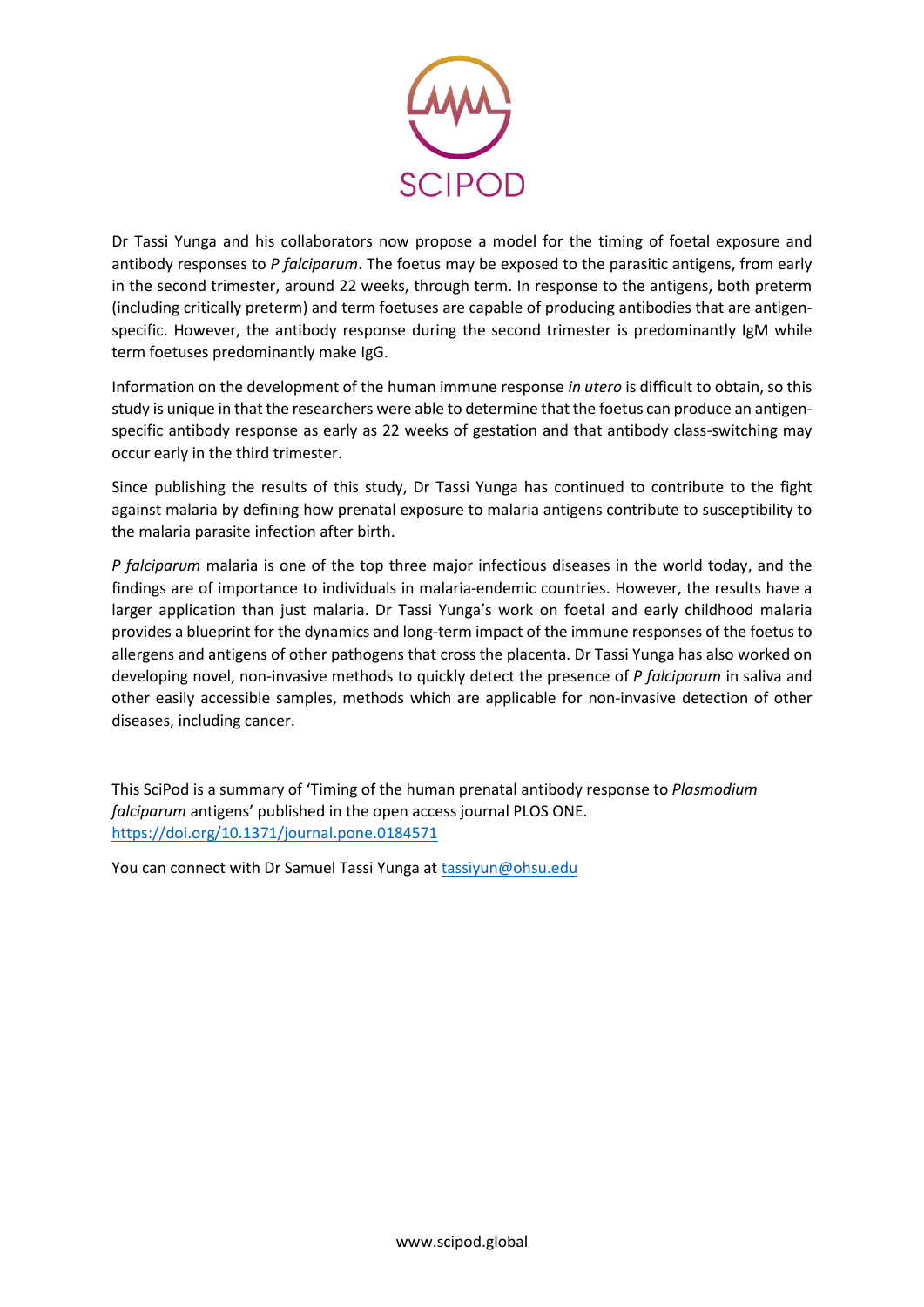Dr Tassi Yunga and his collaborators now propose a model for the timing of foetal exposure and antibody responses to *P falciparum*. The foetus may be exposed to the parasitic antigens, from early in the second trimester, around 22 weeks, through term. In response to the antigens, both preterm (including critically preterm) and term foetuses are capable of producing antibodies that are antigen-specific. However, the antibody response during the second trimester is predominantly IgM while term foetuses predominantly make IgG.

Information on the development of the human immune response *in utero* is difficult to obtain, so this study is unique in that the researchers were able to determine that the foetus can produce an antigen-specific antibody response as early as 22 weeks of gestation and that antibody class-switching may occur early in the third trimester.

Since publishing the results of this study, Dr Tassi Yunga has continued to contribute to the fight against malaria by defining how prenatal exposure to malaria antigens contribute to susceptibility to the malaria parasite infection after birth.

*P falciparum* malaria is one of the top three major infectious diseases in the world today, and the findings are of importance to individuals in malaria-endemic countries. However, the results have a larger application than just malaria. Dr Tassi Yunga's work on foetal and early childhood malaria provides a blueprint for the dynamics and long-term impact of the immune responses of the foetus to allergens and antigens of other pathogens that cross the placenta. Dr Tassi Yunga has also worked on developing novel, non-invasive methods to quickly detect the presence of *P falciparum* in saliva and other easily accessible samples, methods which are applicable for non-invasive detection of other diseases, including cancer.

This SciPod is a summary of 'Timing of the human prenatal antibody response to *Plasmodium falciparum* antigens' published in the open access journal PLOS ONE. https://doi.org/10.1371/journal.pone.0184571

You can connect with Dr Samuel Tassi Yunga at tassiyun@ohsu.edu